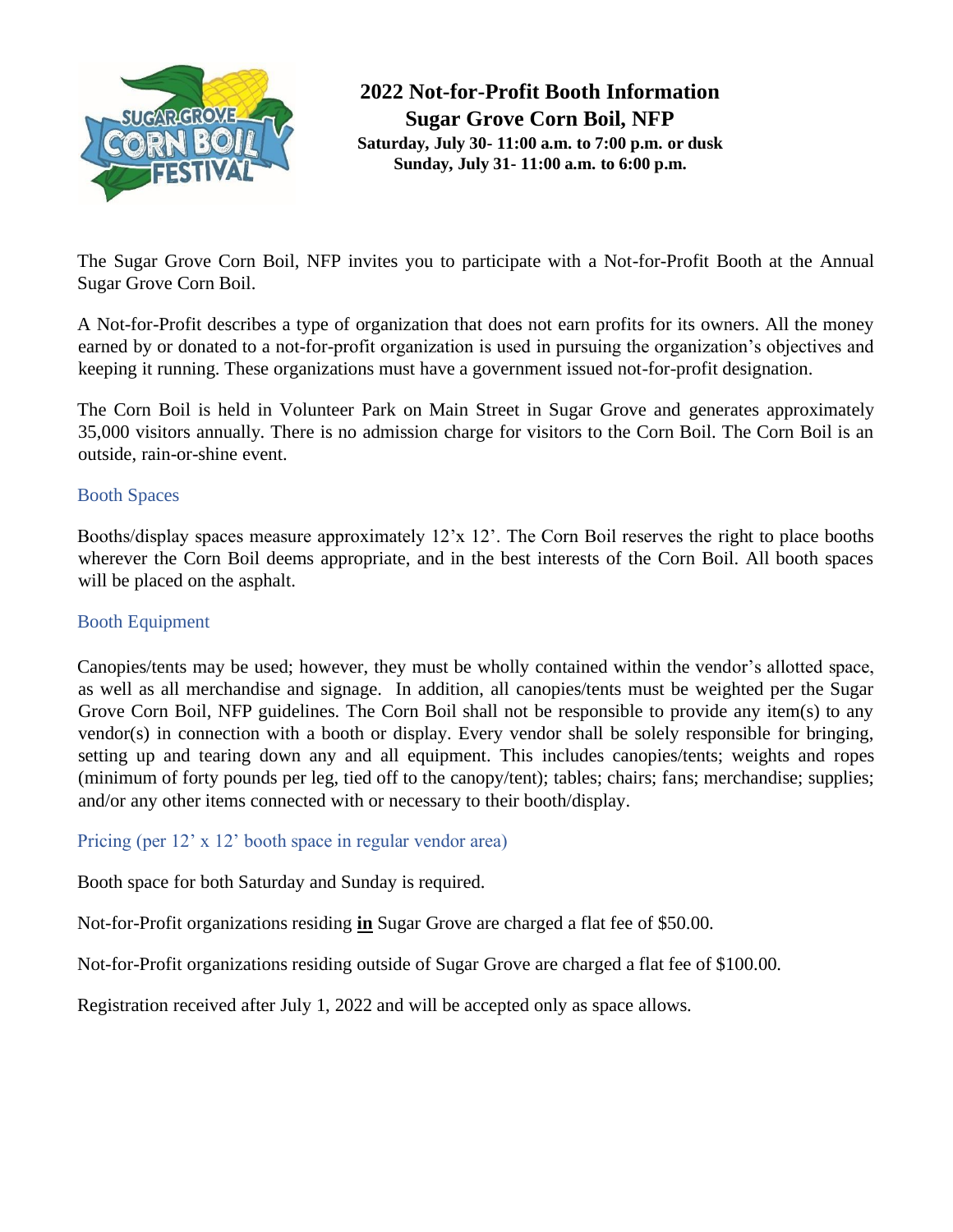# 2022 Not-for-Profit Booth Information

## Sugar Grove Corn Boil, NFP

**Saturday, July 30- 11:00 a.m. to 7:00 p.m. or dusk**
**Sunday, July 31- 11:00 a.m. to 6:00 p.m.**

The Sugar Grove Corn Boil, NFP invites you to participate with a Not-for-Profit Booth at the Annual Sugar Grove Corn Boil.

A Not-for-Profit describes a type of organization that does not earn profits for its owners. All the money earned by or donated to a not-for-profit organization is used in pursuing the organization's objectives and keeping it running. These organizations must have a government issued not-for-profit designation.

The Corn Boil is held in Volunteer Park on Main Street in Sugar Grove and generates approximately 35,000 visitors annually. There is no admission charge for visitors to the Corn Boil. The Corn Boil is an outside, rain-or-shine event.

### Booth Spaces

Booths/display spaces measure approximately 12'x 12'. The Corn Boil reserves the right to place booths wherever the Corn Boil deems appropriate, and in the best interests of the Corn Boil. All booth spaces will be placed on the asphalt.

### Booth Equipment

Canopies/tents may be used; however, they must be wholly contained within the vendor's allotted space, as well as all merchandise and signage. In addition, all canopies/tents must be weighted per the Sugar Grove Corn Boil, NFP guidelines. The Corn Boil shall not be responsible to provide any item(s) to any vendor(s) in connection with a booth or display. Every vendor shall be solely responsible for bringing, setting up and tearing down any and all equipment. This includes canopies/tents; weights and ropes (minimum of forty pounds per leg, tied off to the canopy/tent); tables; chairs; fans; merchandise; supplies; and/or any other items connected with or necessary to their booth/display.

### Pricing (per 12' x 12' booth space in regular vendor area)

Booth space for both Saturday and Sunday is required.

Not-for-Profit organizations residing **<u>in</u>** Sugar Grove are charged a flat fee of $50.00.

Not-for-Profit organizations residing outside of Sugar Grove are charged a flat fee of $100.00.

Registration received after July 1, 2022 and will be accepted only as space allows.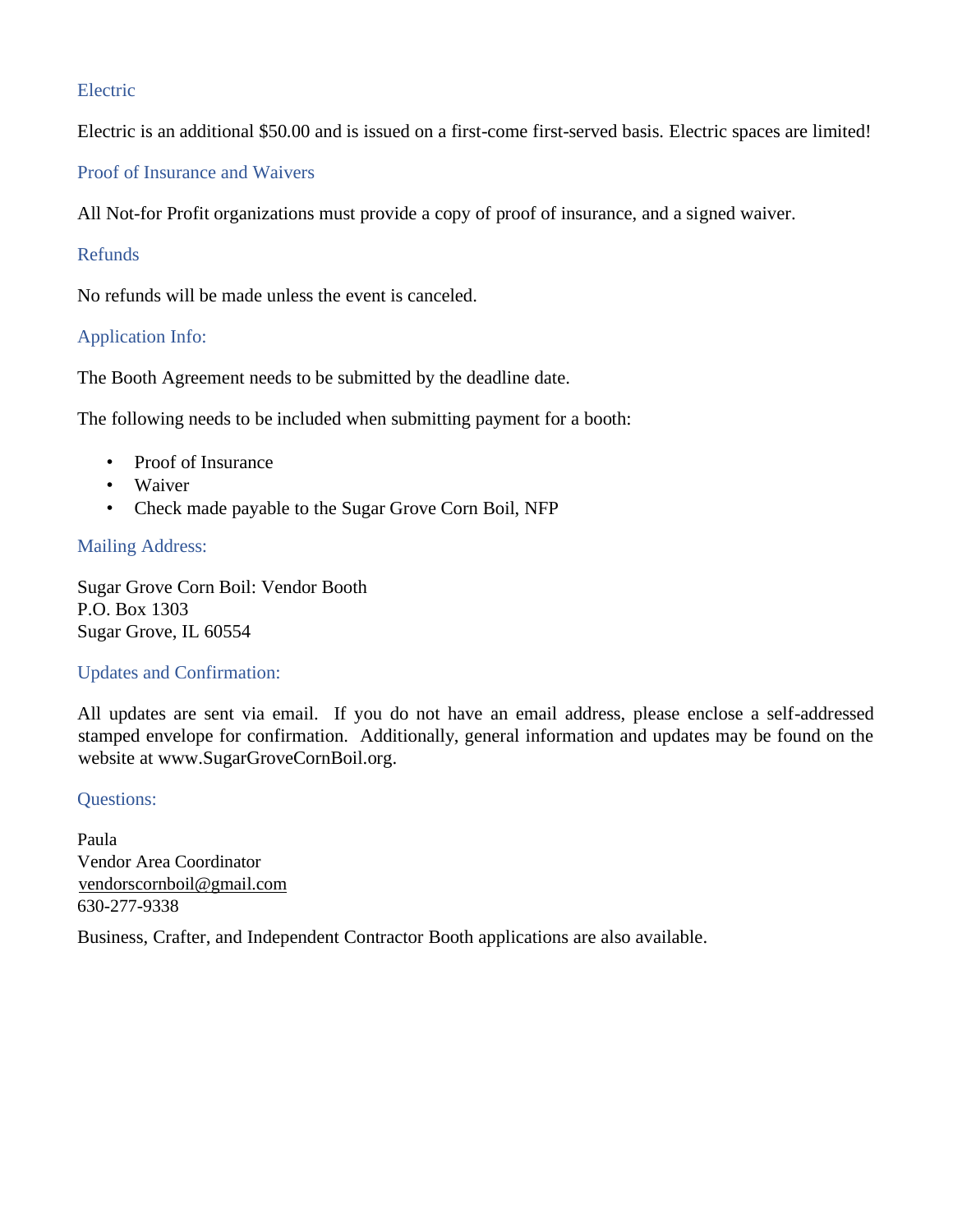## Electric

Electric is an additional $50.00 and is issued on a first-come first-served basis. Electric spaces are limited!

## Proof of Insurance and Waivers

All Not-for Profit organizations must provide a copy of proof of insurance, and a signed waiver.

## Refunds

No refunds will be made unless the event is canceled.

## Application Info:

The Booth Agreement needs to be submitted by the deadline date.

The following needs to be included when submitting payment for a booth:

- Proof of Insurance
- Waiver
- Check made payable to the Sugar Grove Corn Boil, NFP

## Mailing Address:

Sugar Grove Corn Boil: Vendor Booth  
P.O. Box 1303  
Sugar Grove, IL 60554

## Updates and Confirmation:

All updates are sent via email. If you do not have an email address, please enclose a self-addressed stamped envelope for confirmation. Additionally, general information and updates may be found on the website at www.SugarGroveCornBoil.org.

## Questions:

Paula  
Vendor Area Coordinator  
vendorscornboil@gmail.com  
630-277-9338

Business, Crafter, and Independent Contractor Booth applications are also available.